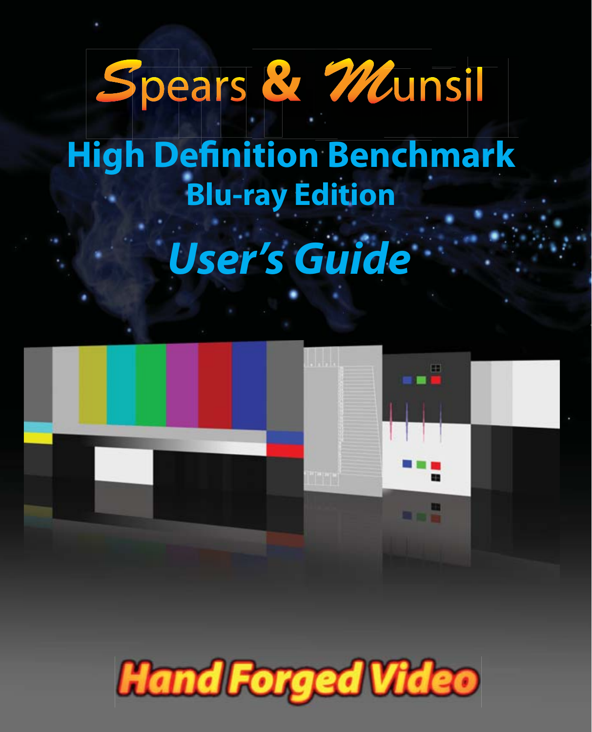# Spears & Munsil

# High Definition Benchmark

## Blu-ray Edition

# *User's Guide*

**Hand Forged Video**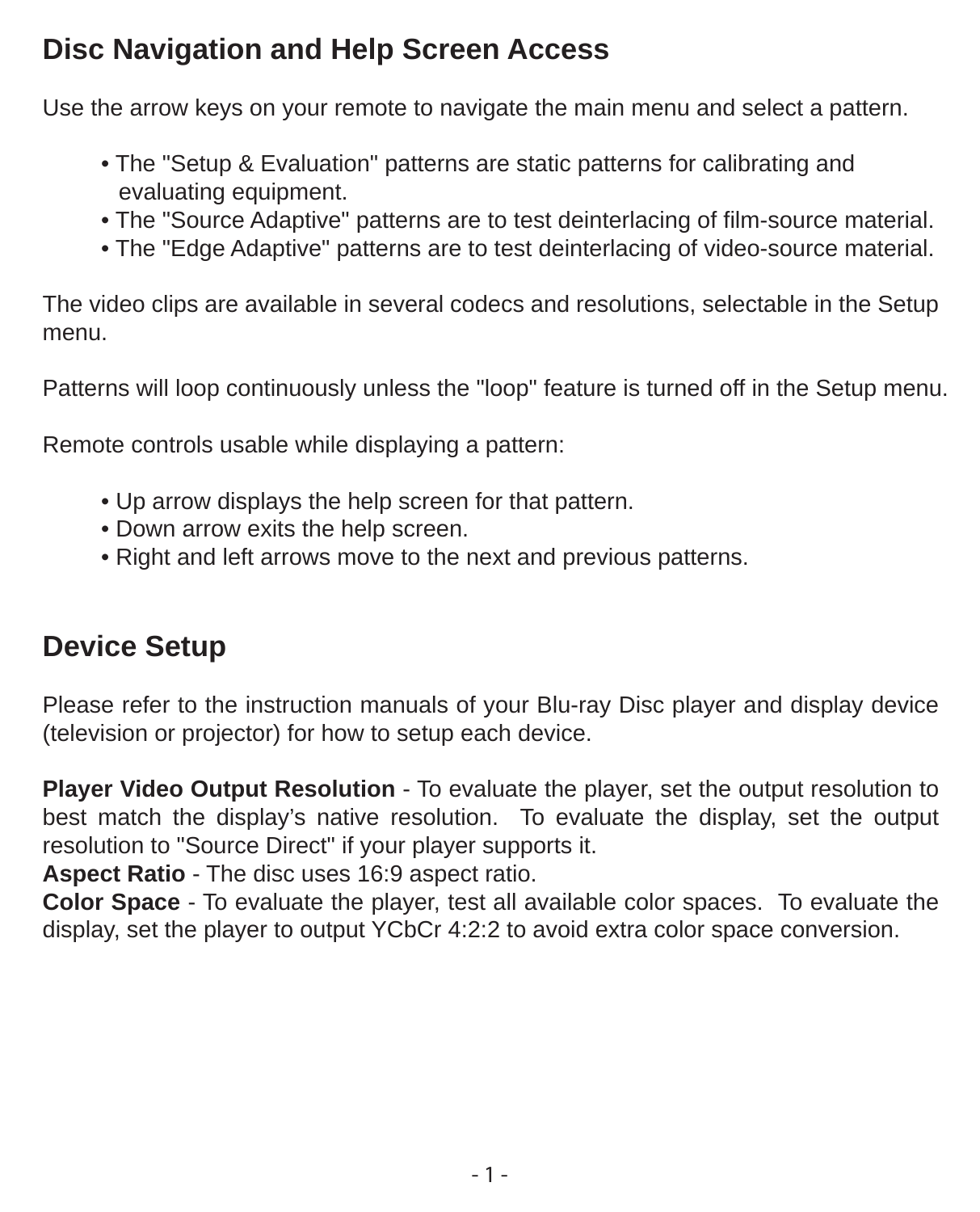## Disc Navigation and Help Screen Access

Use the arrow keys on your remote to navigate the main menu and select a pattern.

- The "Setup & Evaluation" patterns are static patterns for calibrating and evaluating equipment.
- The "Source Adaptive" patterns are to test deinterlacing of film-source material.
- The "Edge Adaptive" patterns are to test deinterlacing of video-source material.

The video clips are available in several codecs and resolutions, selectable in the Setup menu.

Patterns will loop continuously unless the "loop" feature is turned off in the Setup menu.

Remote controls usable while displaying a pattern:

- Up arrow displays the help screen for that pattern.
- Down arrow exits the help screen.
- Right and left arrows move to the next and previous patterns.

## Device Setup

Please refer to the instruction manuals of your Blu-ray Disc player and display device (television or projector) for how to setup each device.

**Player Video Output Resolution** - To evaluate the player, set the output resolution to best match the display's native resolution. To evaluate the display, set the output resolution to "Source Direct" if your player supports it.
**Aspect Ratio** - The disc uses 16:9 aspect ratio.
**Color Space** - To evaluate the player, test all available color spaces. To evaluate the display, set the player to output YCbCr 4:2:2 to avoid extra color space conversion.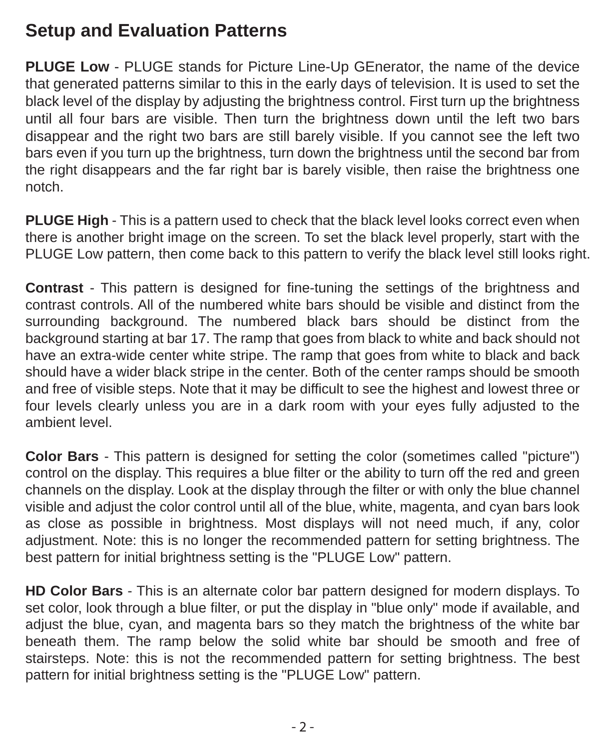# Setup and Evaluation Patterns

**PLUGE Low** - PLUGE stands for Picture Line-Up GEnerator, the name of the device that generated patterns similar to this in the early days of television. It is used to set the black level of the display by adjusting the brightness control. First turn up the brightness until all four bars are visible. Then turn the brightness down until the left two bars disappear and the right two bars are still barely visible. If you cannot see the left two bars even if you turn up the brightness, turn down the brightness until the second bar from the right disappears and the far right bar is barely visible, then raise the brightness one notch.

**PLUGE High** - This is a pattern used to check that the black level looks correct even when there is another bright image on the screen. To set the black level properly, start with the PLUGE Low pattern, then come back to this pattern to verify the black level still looks right.

**Contrast** - This pattern is designed for fine-tuning the settings of the brightness and contrast controls. All of the numbered white bars should be visible and distinct from the surrounding background. The numbered black bars should be distinct from the background starting at bar 17. The ramp that goes from black to white and back should not have an extra-wide center white stripe. The ramp that goes from white to black and back should have a wider black stripe in the center. Both of the center ramps should be smooth and free of visible steps. Note that it may be difficult to see the highest and lowest three or four levels clearly unless you are in a dark room with your eyes fully adjusted to the ambient level.

**Color Bars** - This pattern is designed for setting the color (sometimes called "picture") control on the display. This requires a blue filter or the ability to turn off the red and green channels on the display. Look at the display through the filter or with only the blue channel visible and adjust the color control until all of the blue, white, magenta, and cyan bars look as close as possible in brightness. Most displays will not need much, if any, color adjustment. Note: this is no longer the recommended pattern for setting brightness. The best pattern for initial brightness setting is the "PLUGE Low" pattern.

**HD Color Bars** - This is an alternate color bar pattern designed for modern displays. To set color, look through a blue filter, or put the display in "blue only" mode if available, and adjust the blue, cyan, and magenta bars so they match the brightness of the white bar beneath them. The ramp below the solid white bar should be smooth and free of stairsteps. Note: this is not the recommended pattern for setting brightness. The best pattern for initial brightness setting is the "PLUGE Low" pattern.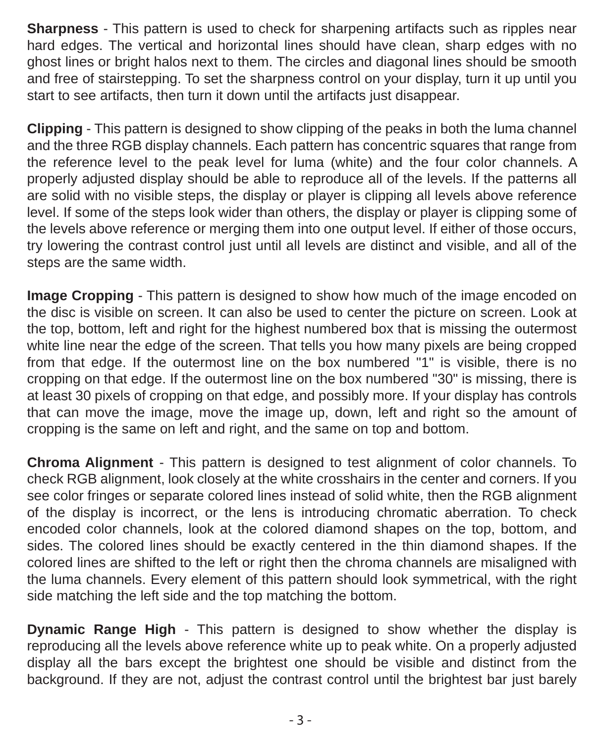**Sharpness** - This pattern is used to check for sharpening artifacts such as ripples near hard edges. The vertical and horizontal lines should have clean, sharp edges with no ghost lines or bright halos next to them. The circles and diagonal lines should be smooth and free of stairstepping. To set the sharpness control on your display, turn it up until you start to see artifacts, then turn it down until the artifacts just disappear.

**Clipping** - This pattern is designed to show clipping of the peaks in both the luma channel and the three RGB display channels. Each pattern has concentric squares that range from the reference level to the peak level for luma (white) and the four color channels. A properly adjusted display should be able to reproduce all of the levels. If the patterns all are solid with no visible steps, the display or player is clipping all levels above reference level. If some of the steps look wider than others, the display or player is clipping some of the levels above reference or merging them into one output level. If either of those occurs, try lowering the contrast control just until all levels are distinct and visible, and all of the steps are the same width.

**Image Cropping** - This pattern is designed to show how much of the image encoded on the disc is visible on screen. It can also be used to center the picture on screen. Look at the top, bottom, left and right for the highest numbered box that is missing the outermost white line near the edge of the screen. That tells you how many pixels are being cropped from that edge. If the outermost line on the box numbered "1" is visible, there is no cropping on that edge. If the outermost line on the box numbered "30" is missing, there is at least 30 pixels of cropping on that edge, and possibly more. If your display has controls that can move the image, move the image up, down, left and right so the amount of cropping is the same on left and right, and the same on top and bottom.

**Chroma Alignment** - This pattern is designed to test alignment of color channels. To check RGB alignment, look closely at the white crosshairs in the center and corners. If you see color fringes or separate colored lines instead of solid white, then the RGB alignment of the display is incorrect, or the lens is introducing chromatic aberration. To check encoded color channels, look at the colored diamond shapes on the top, bottom, and sides. The colored lines should be exactly centered in the thin diamond shapes. If the colored lines are shifted to the left or right then the chroma channels are misaligned with the luma channels. Every element of this pattern should look symmetrical, with the right side matching the left side and the top matching the bottom.

**Dynamic Range High** - This pattern is designed to show whether the display is reproducing all the levels above reference white up to peak white. On a properly adjusted display all the bars except the brightest one should be visible and distinct from the background. If they are not, adjust the contrast control until the brightest bar just barely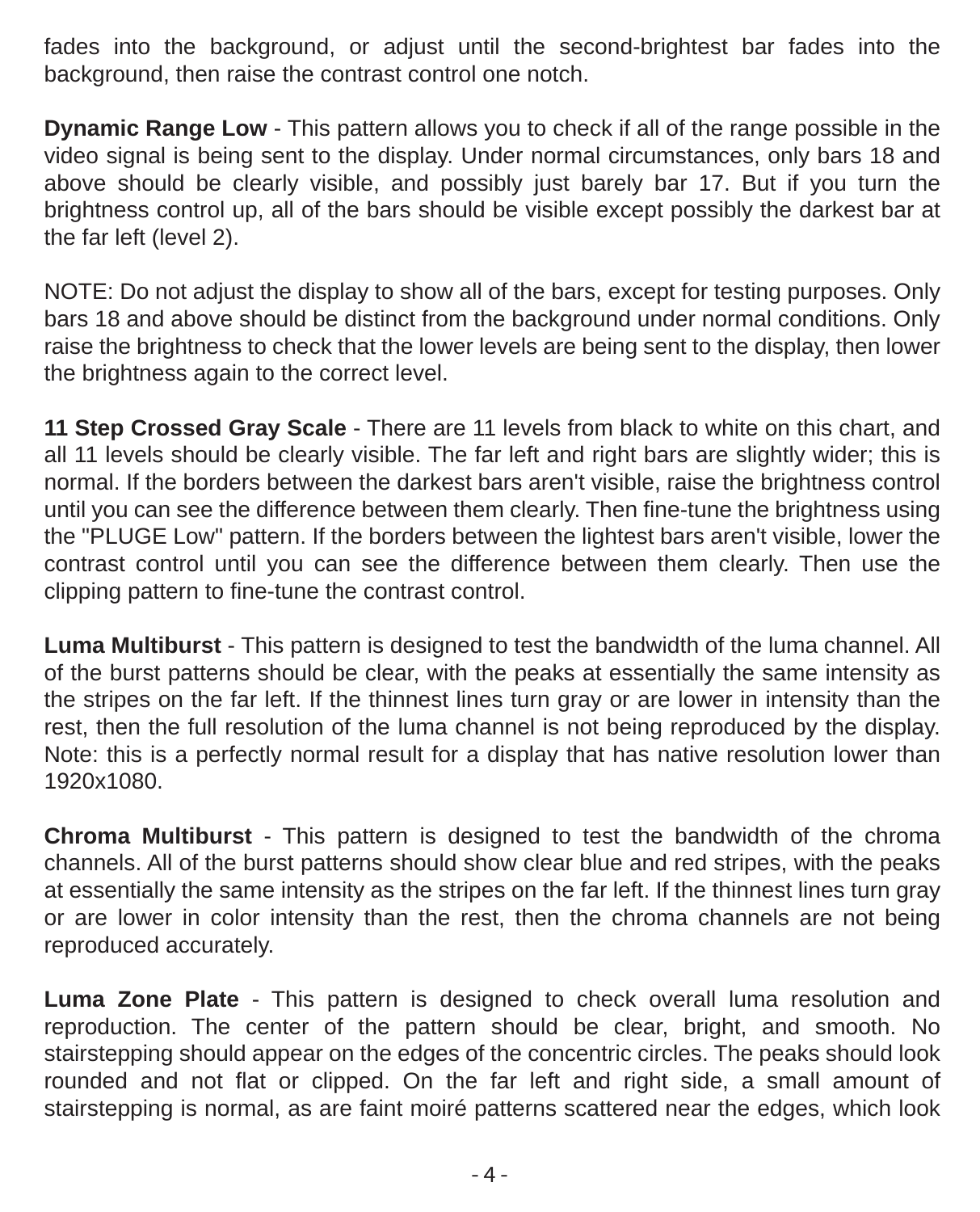fades into the background, or adjust until the second-brightest bar fades into the background, then raise the contrast control one notch.

**Dynamic Range Low** - This pattern allows you to check if all of the range possible in the video signal is being sent to the display. Under normal circumstances, only bars 18 and above should be clearly visible, and possibly just barely bar 17. But if you turn the brightness control up, all of the bars should be visible except possibly the darkest bar at the far left (level 2).

NOTE: Do not adjust the display to show all of the bars, except for testing purposes. Only bars 18 and above should be distinct from the background under normal conditions. Only raise the brightness to check that the lower levels are being sent to the display, then lower the brightness again to the correct level.

**11 Step Crossed Gray Scale** - There are 11 levels from black to white on this chart, and all 11 levels should be clearly visible. The far left and right bars are slightly wider; this is normal. If the borders between the darkest bars aren't visible, raise the brightness control until you can see the difference between them clearly. Then fine-tune the brightness using the "PLUGE Low" pattern. If the borders between the lightest bars aren't visible, lower the contrast control until you can see the difference between them clearly. Then use the clipping pattern to fine-tune the contrast control.

**Luma Multiburst** - This pattern is designed to test the bandwidth of the luma channel. All of the burst patterns should be clear, with the peaks at essentially the same intensity as the stripes on the far left. If the thinnest lines turn gray or are lower in intensity than the rest, then the full resolution of the luma channel is not being reproduced by the display. Note: this is a perfectly normal result for a display that has native resolution lower than 1920x1080.

**Chroma Multiburst** - This pattern is designed to test the bandwidth of the chroma channels. All of the burst patterns should show clear blue and red stripes, with the peaks at essentially the same intensity as the stripes on the far left. If the thinnest lines turn gray or are lower in color intensity than the rest, then the chroma channels are not being reproduced accurately.

**Luma Zone Plate** - This pattern is designed to check overall luma resolution and reproduction. The center of the pattern should be clear, bright, and smooth. No stairstepping should appear on the edges of the concentric circles. The peaks should look rounded and not flat or clipped. On the far left and right side, a small amount of stairstepping is normal, as are faint moiré patterns scattered near the edges, which look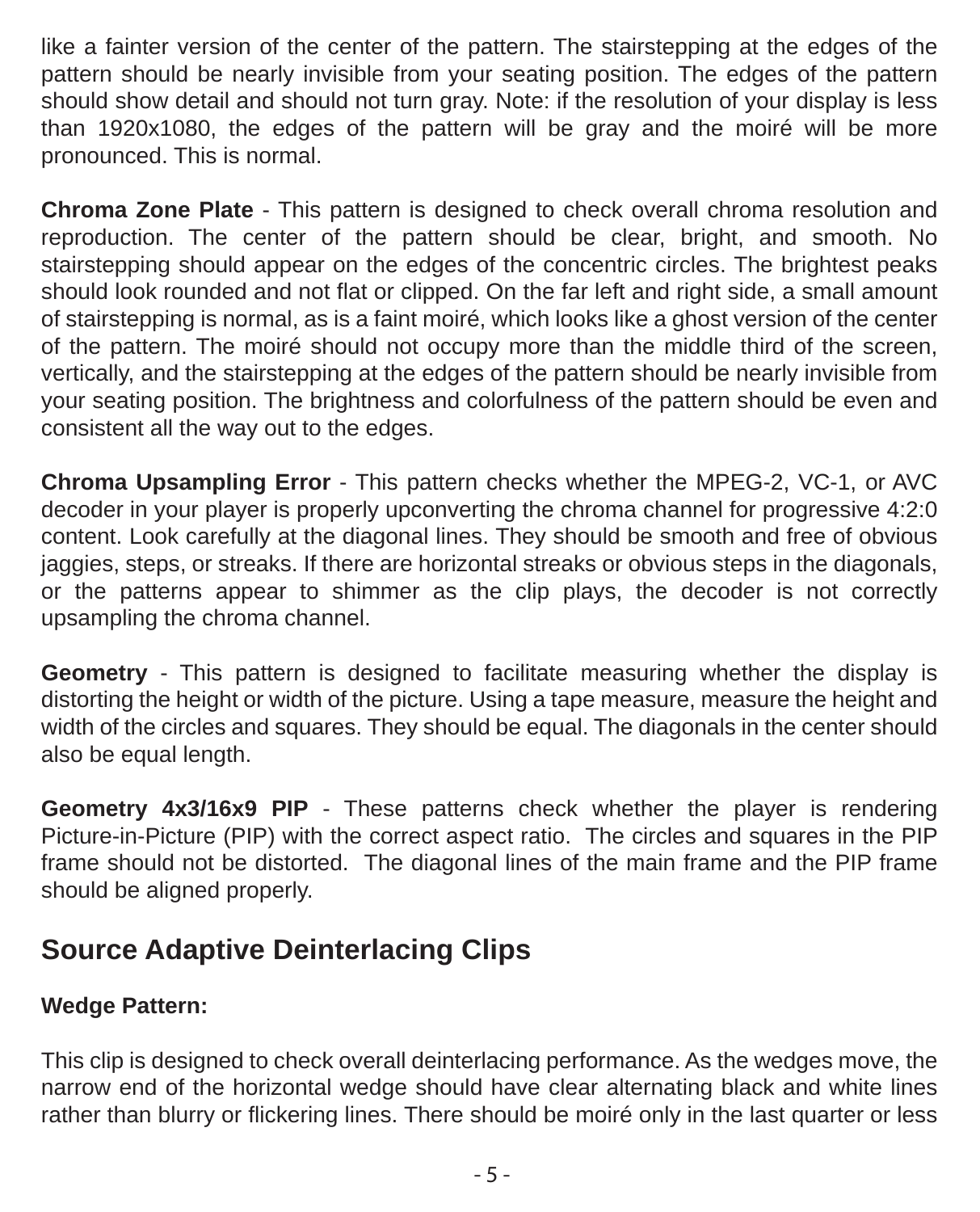like a fainter version of the center of the pattern. The stairstepping at the edges of the pattern should be nearly invisible from your seating position. The edges of the pattern should show detail and should not turn gray. Note: if the resolution of your display is less than 1920x1080, the edges of the pattern will be gray and the moiré will be more pronounced. This is normal.

**Chroma Zone Plate** - This pattern is designed to check overall chroma resolution and reproduction. The center of the pattern should be clear, bright, and smooth. No stairstepping should appear on the edges of the concentric circles. The brightest peaks should look rounded and not flat or clipped. On the far left and right side, a small amount of stairstepping is normal, as is a faint moiré, which looks like a ghost version of the center of the pattern. The moiré should not occupy more than the middle third of the screen, vertically, and the stairstepping at the edges of the pattern should be nearly invisible from your seating position. The brightness and colorfulness of the pattern should be even and consistent all the way out to the edges.

**Chroma Upsampling Error** - This pattern checks whether the MPEG-2, VC-1, or AVC decoder in your player is properly upconverting the chroma channel for progressive 4:2:0 content. Look carefully at the diagonal lines. They should be smooth and free of obvious jaggies, steps, or streaks. If there are horizontal streaks or obvious steps in the diagonals, or the patterns appear to shimmer as the clip plays, the decoder is not correctly upsampling the chroma channel.

**Geometry** - This pattern is designed to facilitate measuring whether the display is distorting the height or width of the picture. Using a tape measure, measure the height and width of the circles and squares. They should be equal. The diagonals in the center should also be equal length.

**Geometry 4x3/16x9 PIP** - These patterns check whether the player is rendering Picture-in-Picture (PIP) with the correct aspect ratio. The circles and squares in the PIP frame should not be distorted. The diagonal lines of the main frame and the PIP frame should be aligned properly.

## Source Adaptive Deinterlacing Clips

**Wedge Pattern:**

This clip is designed to check overall deinterlacing performance. As the wedges move, the narrow end of the horizontal wedge should have clear alternating black and white lines rather than blurry or flickering lines. There should be moiré only in the last quarter or less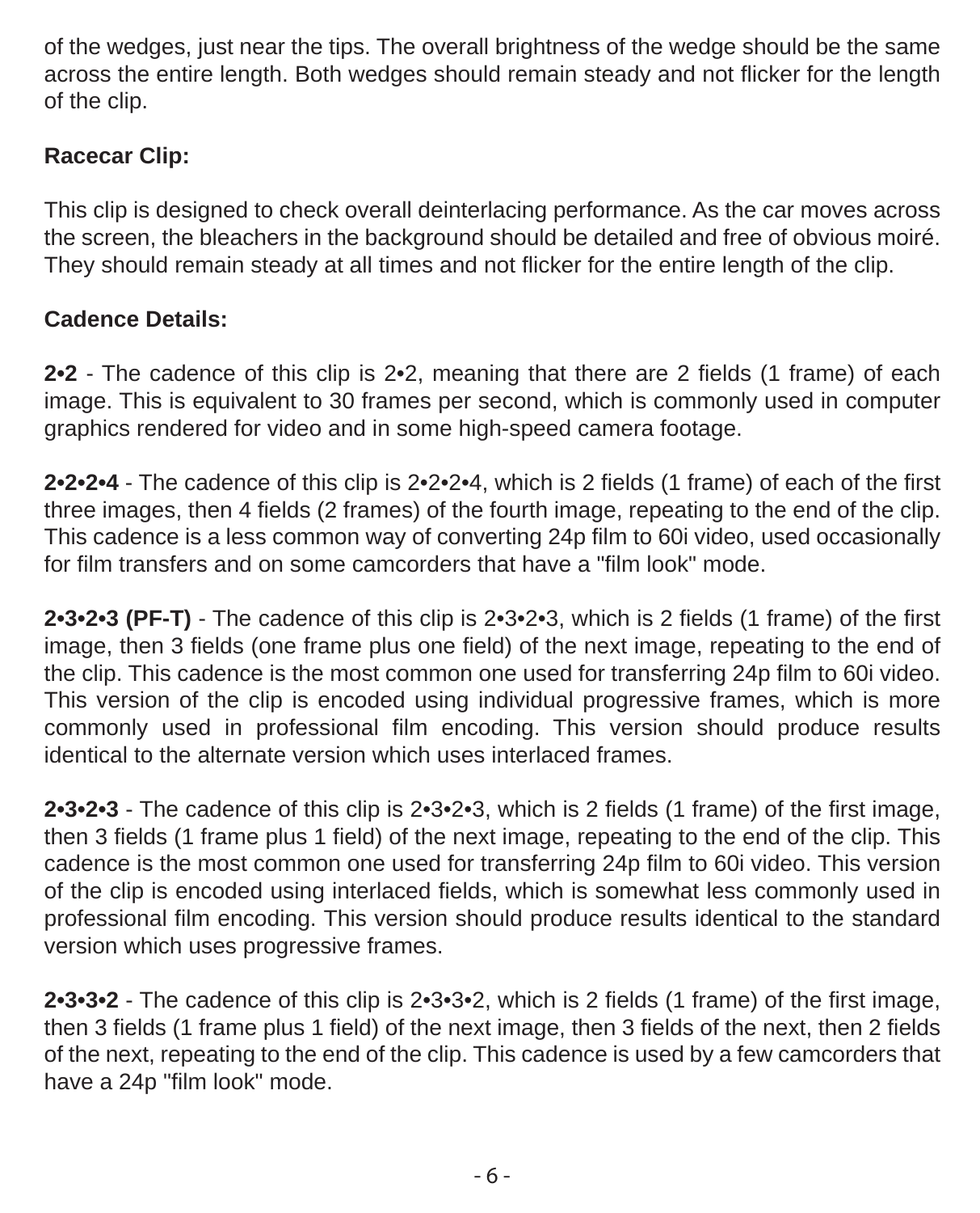of the wedges, just near the tips. The overall brightness of the wedge should be the same across the entire length. Both wedges should remain steady and not flicker for the length of the clip.

**Racecar Clip:**

This clip is designed to check overall deinterlacing performance. As the car moves across the screen, the bleachers in the background should be detailed and free of obvious moiré. They should remain steady at all times and not flicker for the entire length of the clip.

**Cadence Details:**

**2•2** - The cadence of this clip is 2•2, meaning that there are 2 fields (1 frame) of each image. This is equivalent to 30 frames per second, which is commonly used in computer graphics rendered for video and in some high-speed camera footage.

**2•2•2•4** - The cadence of this clip is 2•2•2•4, which is 2 fields (1 frame) of each of the first three images, then 4 fields (2 frames) of the fourth image, repeating to the end of the clip. This cadence is a less common way of converting 24p film to 60i video, used occasionally for film transfers and on some camcorders that have a "film look" mode.

**2•3•2•3 (PF-T)** - The cadence of this clip is 2•3•2•3, which is 2 fields (1 frame) of the first image, then 3 fields (one frame plus one field) of the next image, repeating to the end of the clip. This cadence is the most common one used for transferring 24p film to 60i video. This version of the clip is encoded using individual progressive frames, which is more commonly used in professional film encoding. This version should produce results identical to the alternate version which uses interlaced frames.

**2•3•2•3** - The cadence of this clip is 2•3•2•3, which is 2 fields (1 frame) of the first image, then 3 fields (1 frame plus 1 field) of the next image, repeating to the end of the clip. This cadence is the most common one used for transferring 24p film to 60i video. This version of the clip is encoded using interlaced fields, which is somewhat less commonly used in professional film encoding. This version should produce results identical to the standard version which uses progressive frames.

**2•3•3•2** - The cadence of this clip is 2•3•3•2, which is 2 fields (1 frame) of the first image, then 3 fields (1 frame plus 1 field) of the next image, then 3 fields of the next, then 2 fields of the next, repeating to the end of the clip. This cadence is used by a few camcorders that have a 24p "film look" mode.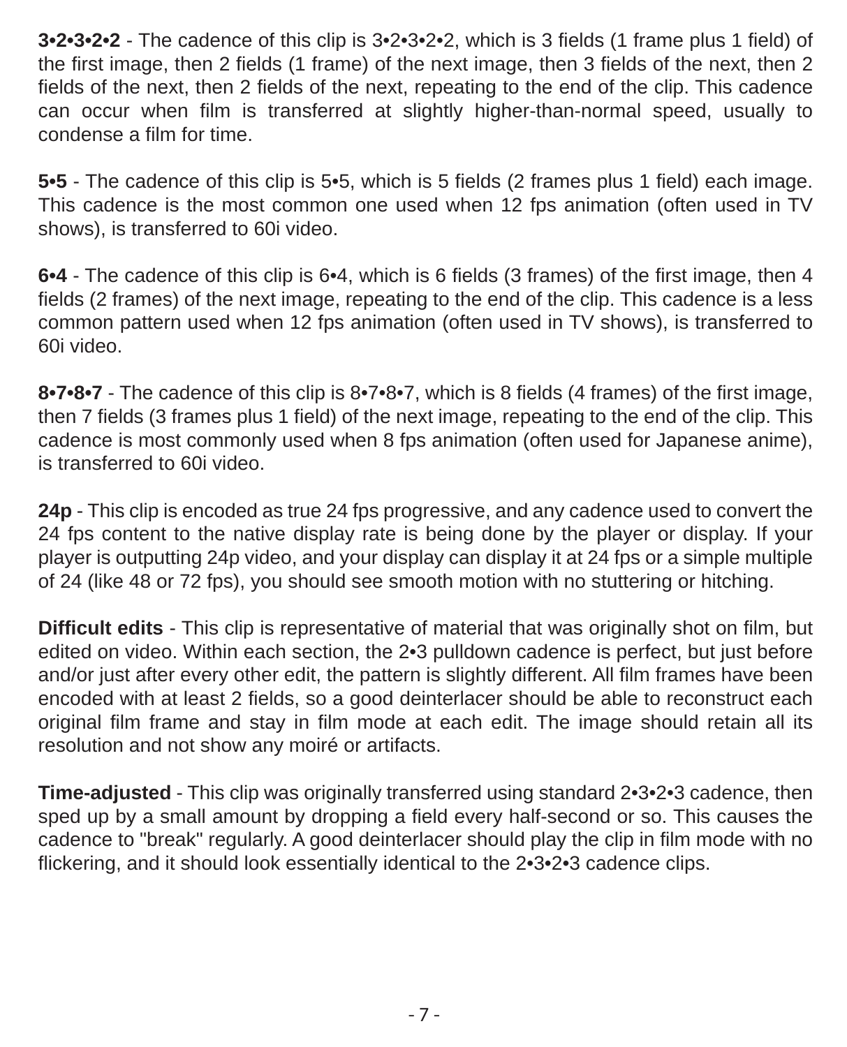**3•2•3•2•2** - The cadence of this clip is 3•2•3•2•2, which is 3 fields (1 frame plus 1 field) of the first image, then 2 fields (1 frame) of the next image, then 3 fields of the next, then 2 fields of the next, then 2 fields of the next, repeating to the end of the clip. This cadence can occur when film is transferred at slightly higher-than-normal speed, usually to condense a film for time.

**5•5** - The cadence of this clip is 5•5, which is 5 fields (2 frames plus 1 field) each image. This cadence is the most common one used when 12 fps animation (often used in TV shows), is transferred to 60i video.

**6•4** - The cadence of this clip is 6•4, which is 6 fields (3 frames) of the first image, then 4 fields (2 frames) of the next image, repeating to the end of the clip. This cadence is a less common pattern used when 12 fps animation (often used in TV shows), is transferred to 60i video.

**8•7•8•7** - The cadence of this clip is 8•7•8•7, which is 8 fields (4 frames) of the first image, then 7 fields (3 frames plus 1 field) of the next image, repeating to the end of the clip. This cadence is most commonly used when 8 fps animation (often used for Japanese anime), is transferred to 60i video.

**24p** - This clip is encoded as true 24 fps progressive, and any cadence used to convert the 24 fps content to the native display rate is being done by the player or display. If your player is outputting 24p video, and your display can display it at 24 fps or a simple multiple of 24 (like 48 or 72 fps), you should see smooth motion with no stuttering or hitching.

**Difficult edits** - This clip is representative of material that was originally shot on film, but edited on video. Within each section, the 2•3 pulldown cadence is perfect, but just before and/or just after every other edit, the pattern is slightly different. All film frames have been encoded with at least 2 fields, so a good deinterlacer should be able to reconstruct each original film frame and stay in film mode at each edit. The image should retain all its resolution and not show any moiré or artifacts.

**Time-adjusted** - This clip was originally transferred using standard 2•3•2•3 cadence, then sped up by a small amount by dropping a field every half-second or so. This causes the cadence to "break" regularly. A good deinterlacer should play the clip in film mode with no flickering, and it should look essentially identical to the 2•3•2•3 cadence clips.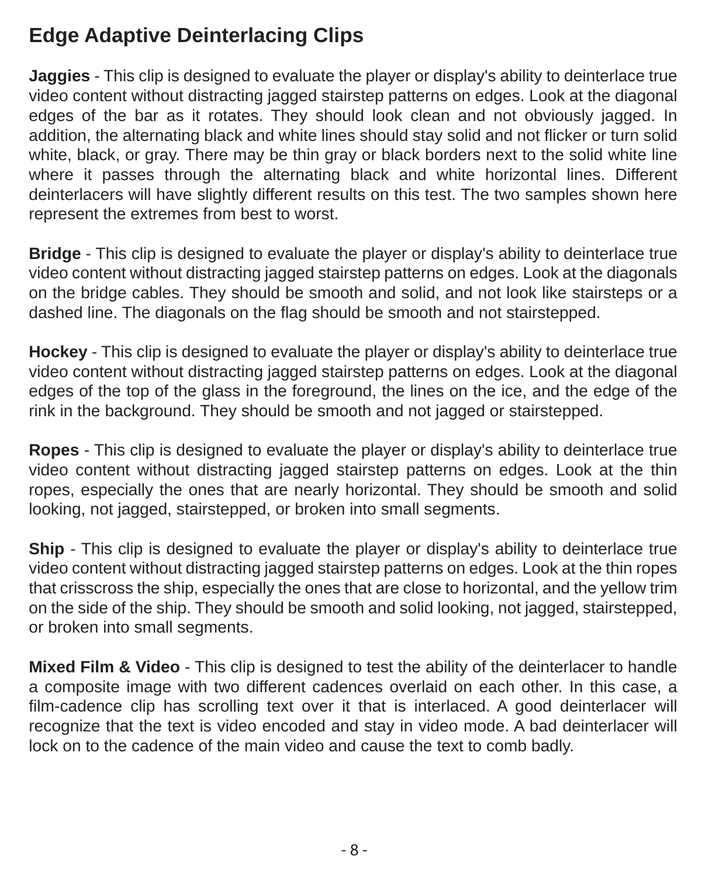# Edge Adaptive Deinterlacing Clips

**Jaggies** - This clip is designed to evaluate the player or display's ability to deinterlace true video content without distracting jagged stairstep patterns on edges. Look at the diagonal edges of the bar as it rotates. They should look clean and not obviously jagged. In addition, the alternating black and white lines should stay solid and not flicker or turn solid white, black, or gray. There may be thin gray or black borders next to the solid white line where it passes through the alternating black and white horizontal lines. Different deinterlacers will have slightly different results on this test. The two samples shown here represent the extremes from best to worst.

**Bridge** - This clip is designed to evaluate the player or display's ability to deinterlace true video content without distracting jagged stairstep patterns on edges. Look at the diagonals on the bridge cables. They should be smooth and solid, and not look like stairsteps or a dashed line. The diagonals on the flag should be smooth and not stairstepped.

**Hockey** - This clip is designed to evaluate the player or display's ability to deinterlace true video content without distracting jagged stairstep patterns on edges. Look at the diagonal edges of the top of the glass in the foreground, the lines on the ice, and the edge of the rink in the background. They should be smooth and not jagged or stairstepped.

**Ropes** - This clip is designed to evaluate the player or display's ability to deinterlace true video content without distracting jagged stairstep patterns on edges. Look at the thin ropes, especially the ones that are nearly horizontal. They should be smooth and solid looking, not jagged, stairstepped, or broken into small segments.

**Ship** - This clip is designed to evaluate the player or display's ability to deinterlace true video content without distracting jagged stairstep patterns on edges. Look at the thin ropes that crisscross the ship, especially the ones that are close to horizontal, and the yellow trim on the side of the ship. They should be smooth and solid looking, not jagged, stairstepped, or broken into small segments.

**Mixed Film & Video** - This clip is designed to test the ability of the deinterlacer to handle a composite image with two different cadences overlaid on each other. In this case, a film-cadence clip has scrolling text over it that is interlaced. A good deinterlacer will recognize that the text is video encoded and stay in video mode. A bad deinterlacer will lock on to the cadence of the main video and cause the text to comb badly.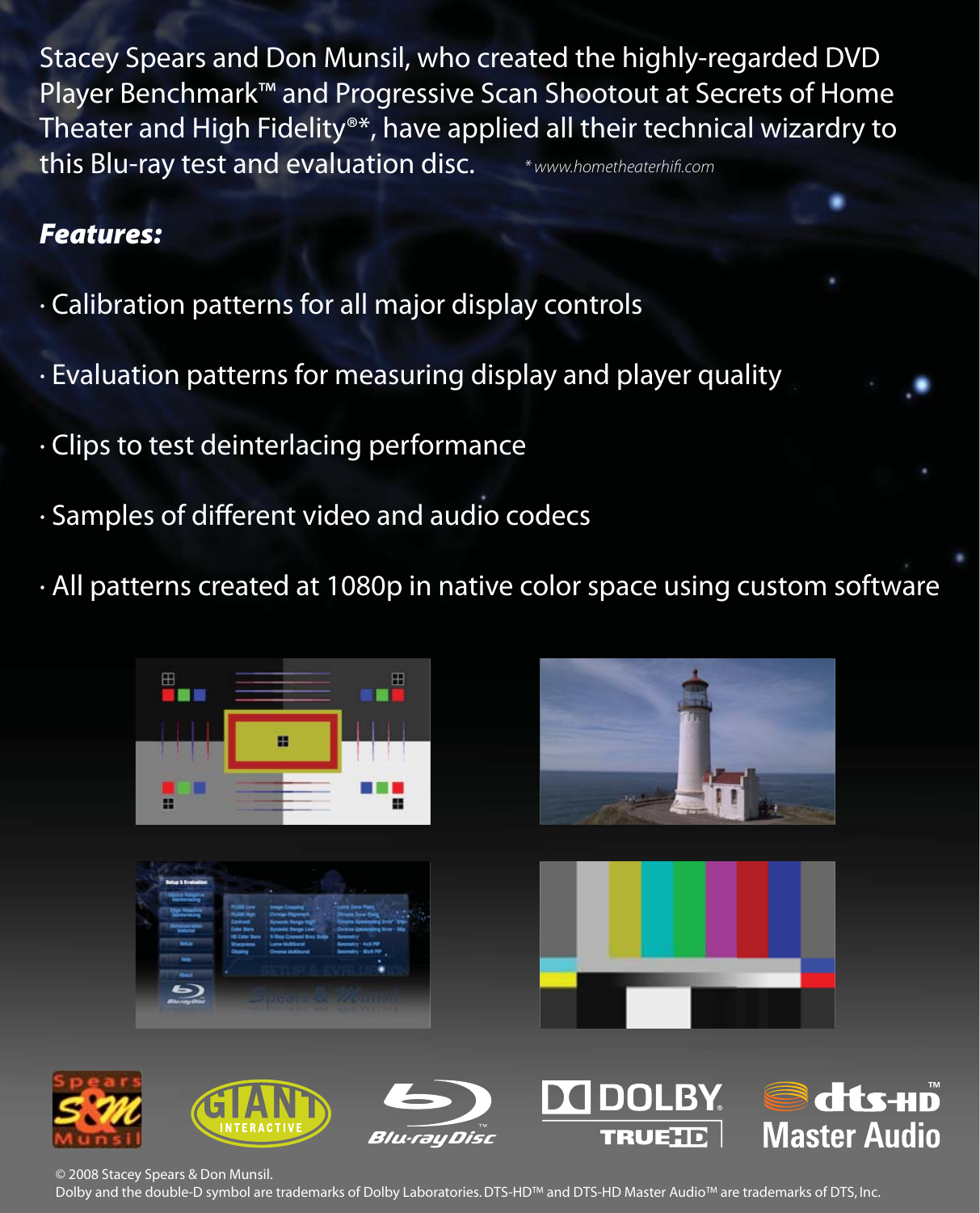Stacey Spears and Don Munsil, who created the highly-regarded DVD Player Benchmark™ and Progressive Scan Shootout at Secrets of Home Theater and High Fidelity®*, have applied all their technical wizardry to this Blu-ray test and evaluation disc. *\* www.hometheaterhifi.com*

***Features:***

- Calibration patterns for all major display controls
- Evaluation patterns for measuring display and player quality
- Clips to test deinterlacing performance
- Samples of different video and audio codecs
- All patterns created at 1080p in native color space using custom software

© 2008 Stacey Spears & Don Munsil.
Dolby and the double-D symbol are trademarks of Dolby Laboratories. DTS-HD™ and DTS-HD Master Audio™ are trademarks of DTS, Inc.